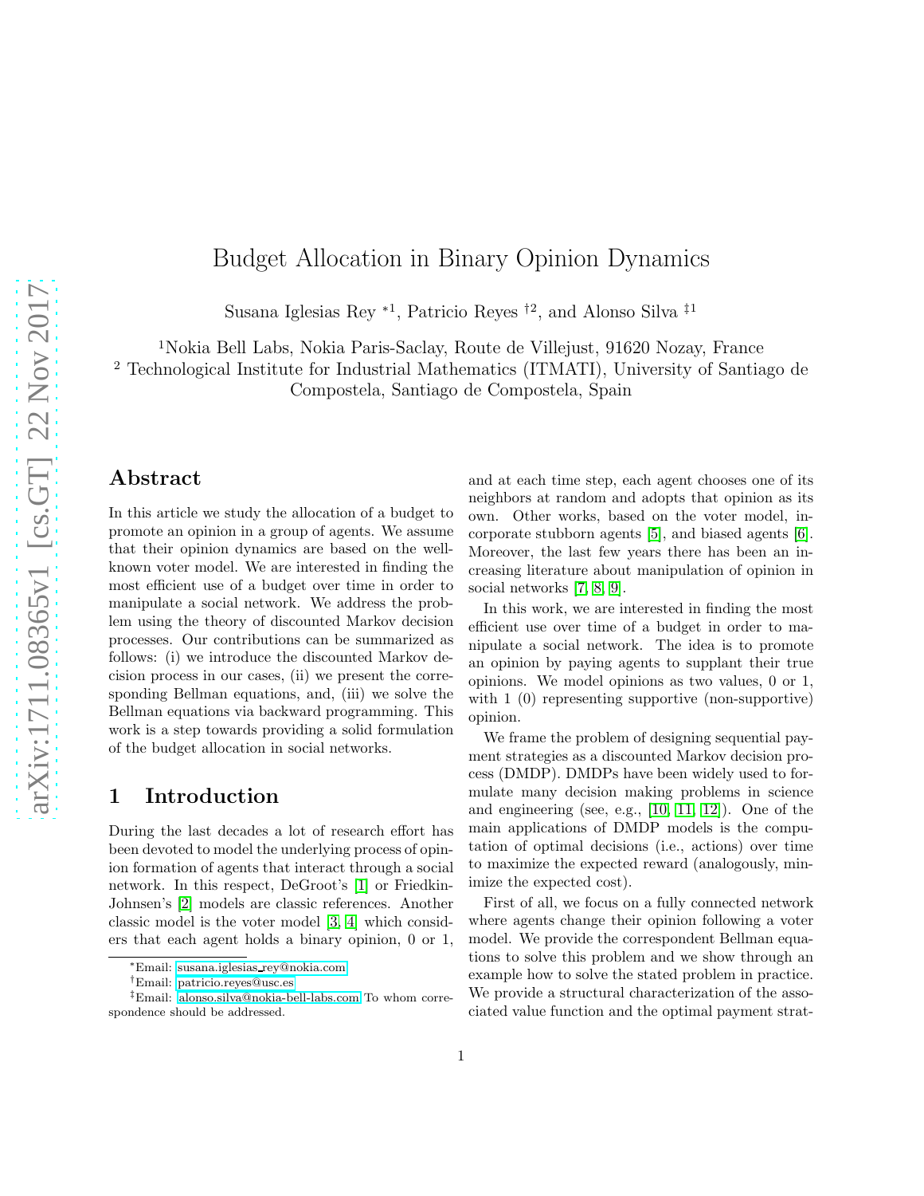# Budget Allocation in Binary Opinion Dynamics

Susana Iglesias Rey *1, Patricio Reyes †2, and Alonso Silva ‡1

[1]Nokia Bell Labs, Nokia Paris-Saclay, Route de Villejust, 91620 Nozay, France

[2] Technological Institute for Industrial Mathematics (ITMATI), University of Santiago de Compostela, Santiago de Compostela, Spain

## Abstract

In this article we study the allocation of a budget to promote an opinion in a group of agents. We assume that their opinion dynamics are based on the well-known voter model. We are interested in finding the most efficient use of a budget over time in order to manipulate a social network. We address the problem using the theory of discounted Markov decision processes. Our contributions can be summarized as follows: (i) we introduce the discounted Markov decision process in our cases, (ii) we present the corresponding Bellman equations, and, (iii) we solve the Bellman equations via backward programming. This work is a step towards providing a solid formulation of the budget allocation in social networks.

## 1 Introduction

During the last decades a lot of research effort has been devoted to model the underlying process of opinion formation of agents that interact through a social network. In this respect, DeGroot's [1] or Friedkin-Johnsen's [2] models are classic references. Another classic model is the voter model [3, 4] which considers that each agent holds a binary opinion, 0 or 1, and at each time step, each agent chooses one of its neighbors at random and adopts that opinion as its own. Other works, based on the voter model, incorporate stubborn agents [5], and biased agents [6]. Moreover, the last few years there has been an increasing literature about manipulation of opinion in social networks [7, 8, 9].

In this work, we are interested in finding the most efficient use over time of a budget in order to manipulate a social network. The idea is to promote an opinion by paying agents to supplant their true opinions. We model opinions as two values, 0 or 1, with 1 (0) representing supportive (non-supportive) opinion.

We frame the problem of designing sequential payment strategies as a discounted Markov decision process (DMDP). DMDPs have been widely used to formulate many decision making problems in science and engineering (see, e.g., [10, 11, 12]). One of the main applications of DMDP models is the computation of optimal decisions (i.e., actions) over time to maximize the expected reward (analogously, minimize the expected cost).

First of all, we focus on a fully connected network where agents change their opinion following a voter model. We provide the correspondent Bellman equations to solve this problem and we show through an example how to solve the stated problem in practice. We provide a structural characterization of the associated value function and the optimal payment strat-

*Email: susana.iglesias_rey@nokia.com

†Email: patricio.reyes@usc.es

‡Email: alonso.silva@nokia-bell-labs.com To whom correspondence should be addressed.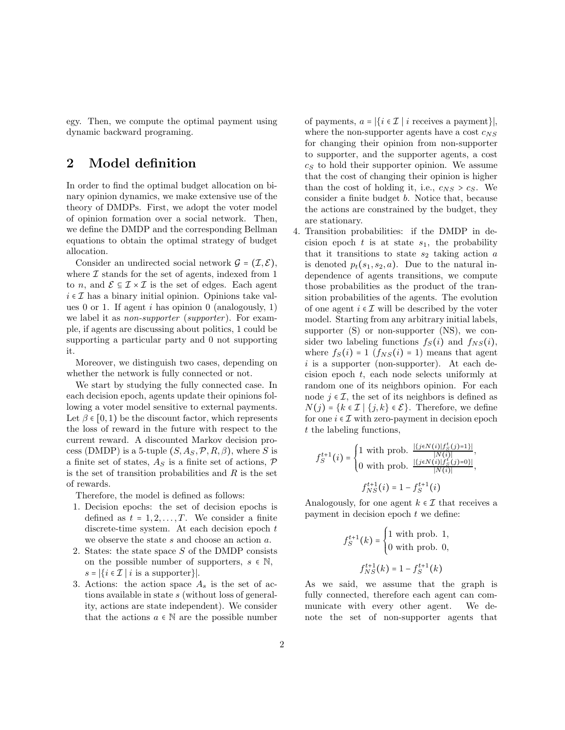egy. Then, we compute the optimal payment using dynamic backward programing.

## 2 Model definition

In order to find the optimal budget allocation on binary opinion dynamics, we make extensive use of the theory of DMDPs. First, we adopt the voter model of opinion formation over a social network. Then, we define the DMDP and the corresponding Bellman equations to obtain the optimal strategy of budget allocation.

Consider an undirected social network $\mathcal{G} = (\mathcal{I}, \mathcal{E})$, where $\mathcal{I}$ stands for the set of agents, indexed from 1 to $n$, and $\mathcal{E} \subseteq \mathcal{I} \times \mathcal{I}$ is the set of edges. Each agent $i \in \mathcal{I}$ has a binary initial opinion. Opinions take values 0 or 1. If agent $i$ has opinion 0 (analogously, 1) we label it as *non-supporter* (*supporter*). For example, if agents are discussing about politics, 1 could be supporting a particular party and 0 not supporting it.

Moreover, we distinguish two cases, depending on whether the network is fully connected or not.

We start by studying the fully connected case. In each decision epoch, agents update their opinions following a voter model sensitive to external payments. Let $\beta \in [0, 1)$ be the discount factor, which represents the loss of reward in the future with respect to the current reward. A discounted Markov decision process (DMDP) is a 5-tuple $(S, A_S, \mathcal{P}, R, \beta)$, where $S$ is a finite set of states, $A_S$ is a finite set of actions, $\mathcal{P}$ is the set of transition probabilities and $R$ is the set of rewards.

Therefore, the model is defined as follows:

1. Decision epochs: the set of decision epochs is defined as $t = 1, 2, \ldots, T$. We consider a finite discrete-time system. At each decision epoch $t$ we observe the state $s$ and choose an action $a$.
2. States: the state space $S$ of the DMDP consists on the possible number of supporters, $s \in \mathbb{N}$, $s = |\{i \in \mathcal{I} \mid i \text{ is a supporter}\}|$.
3. Actions: the action space $A_s$ is the set of actions available in state $s$ (without loss of generality, actions are state independent). We consider that the actions $a \in \mathbb{N}$ are the possible number of payments, $a = |\{i \in \mathcal{I} \mid i \text{ receives a payment}\}|$, where the non-supporter agents have a cost $c_{NS}$ for changing their opinion from non-supporter to supporter, and the supporter agents, a cost $c_S$ to hold their supporter opinion. We assume that the cost of changing their opinion is higher than the cost of holding it, i.e., $c_{NS} > c_S$. We consider a finite budget $b$. Notice that, because the actions are constrained by the budget, they are stationary.
4. Transition probabilities: if the DMDP in decision epoch $t$ is at state $s_1$, the probability that it transitions to state $s_2$ taking action $a$ is denoted $p_t(s_1, s_2, a)$. Due to the natural independence of agents transitions, we compute those probabilities as the product of the transition probabilities of the agents. The evolution of one agent $i \in \mathcal{I}$ will be described by the voter model. Starting from any arbitrary initial labels, supporter (S) or non-supporter (NS), we consider two labeling functions $f_S(i)$ and $f_{NS}(i)$, where $f_S(i) = 1$ ($f_{NS}(i) = 1$) means that agent $i$ is a supporter (non-supporter). At each decision epoch $t$, each node selects uniformly at random one of its neighbors opinion. For each node $j \in \mathcal{I}$, the set of its neighbors is defined as $N(j) = \{k \in \mathcal{I} \mid \{j, k\} \in \mathcal{E}\}$. Therefore, we define for one $i \in \mathcal{I}$ with zero-payment in decision epoch $t$ the labeling functions,

$$f_S^{t+1}(i) = \begin{cases} 1 \text{ with prob. } \frac{|\{j \in N(i) \mid f_S^t(j) = 1\}|}{|N(i)|}, \\ 0 \text{ with prob. } \frac{|\{j \in N(i) \mid f_S^t(j) = 0\}|}{|N(i)|}, \end{cases}$$

$$f_{NS}^{t+1}(i) = 1 - f_S^{t+1}(i)$$

Analogously, for one agent $k \in \mathcal{I}$ that receives a payment in decision epoch $t$ we define:

$$f_S^{t+1}(k) = \begin{cases} 1 \text{ with prob. } 1, \\ 0 \text{ with prob. } 0, \end{cases}$$

$$f_{NS}^{t+1}(k) = 1 - f_S^{t+1}(k)$$

As we said, we assume that the graph is fully connected, therefore each agent can communicate with every other agent. We denote the set of non-supporter agents that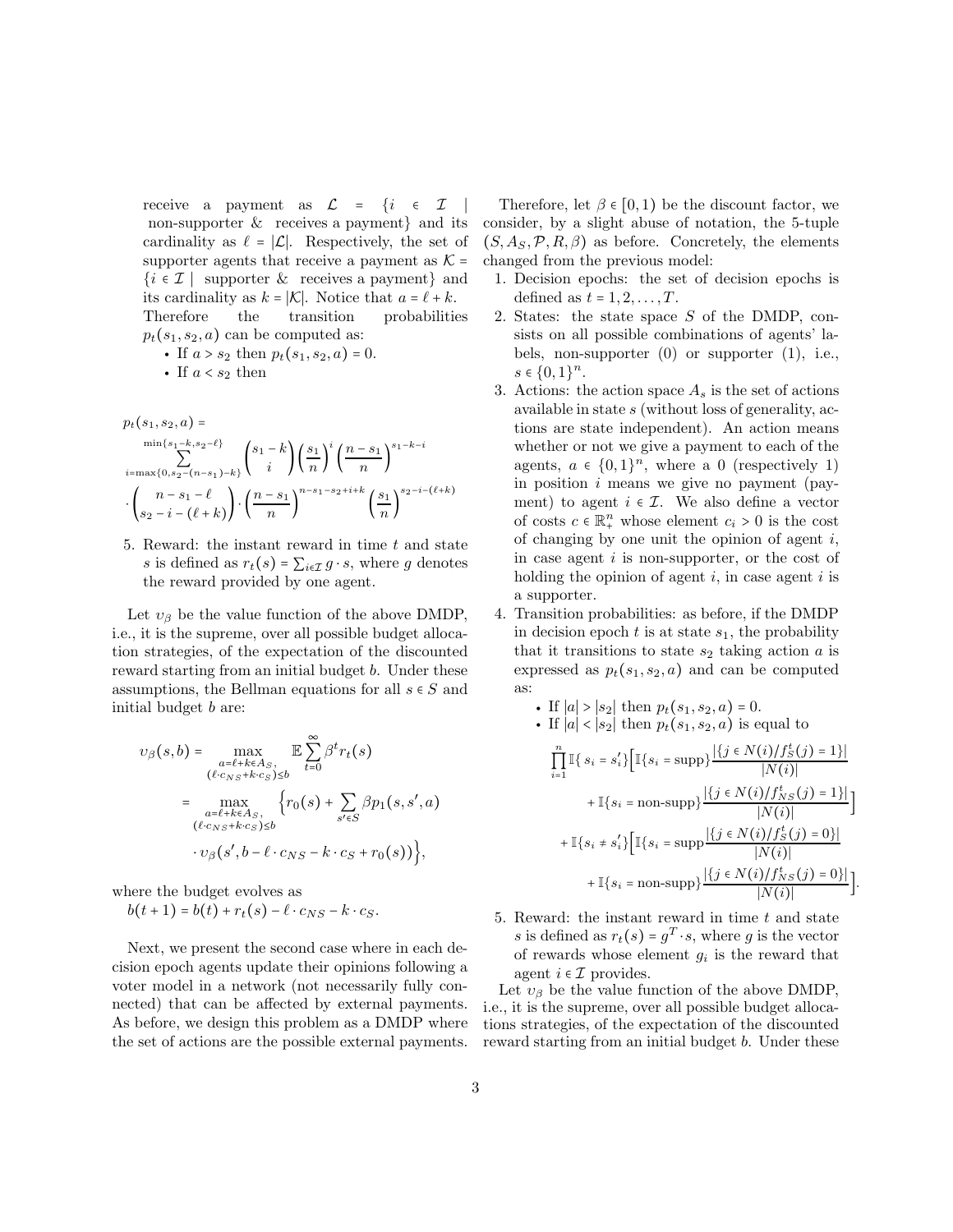receive a payment as $\mathcal{L} = \{i \in \mathcal{I} \mid$ non-supporter & receives a payment$\}$ and its cardinality as $\ell = |\mathcal{L}|$. Respectively, the set of supporter agents that receive a payment as $\mathcal{K} = \{i \in \mathcal{I} \mid$ supporter & receives a payment$\}$ and its cardinality as $k = |\mathcal{K}|$. Notice that $a = \ell + k$. Therefore the transition probabilities $p_t(s_1, s_2, a)$ can be computed as:

- If $a > s_2$ then $p_t(s_1, s_2, a) = 0$.
- If $a < s_2$ then

$$
\begin{aligned}
&p_t(s_1, s_2, a) = \\
&\sum_{i=\max\{0, s_2-(n-s_1)-k\}}^{\min\{s_1-k, s_2-\ell\}} \binom{s_1-k}{i} \left(\frac{s_1}{n}\right)^i \left(\frac{n-s_1}{n}\right)^{s_1-k-i} \\
&\cdot \binom{n-s_1-\ell}{s_2-i-(\ell+k)} \cdot \left(\frac{n-s_1}{n}\right)^{n-s_1-s_2+i+k} \left(\frac{s_1}{n}\right)^{s_2-i-(\ell+k)}
\end{aligned}
$$

5. Reward: the instant reward in time $t$ and state $s$ is defined as $r_t(s) = \sum_{i \in \mathcal{I}} g \cdot s$, where $g$ denotes the reward provided by one agent.

Let $v_\beta$ be the value function of the above DMDP, i.e., it is the supreme, over all possible budget allocation strategies, of the expectation of the discounted reward starting from an initial budget $b$. Under these assumptions, the Bellman equations for all $s \in S$ and initial budget $b$ are:

$$
\begin{aligned}
v_\beta(s, b) &= \max_{\substack{a=\ell+k \in A_S, \\ (\ell \cdot c_{NS} + k \cdot c_S) \leq b}} \mathbb{E} \sum_{t=0}^{\infty} \beta^t r_t(s) \\
&= \max_{\substack{a=\ell+k \in A_S, \\ (\ell \cdot c_{NS} + k \cdot c_S) \leq b}} \Big\{ r_0(s) + \sum_{s' \in S} \beta p_1(s, s', a) \\
&\quad \cdot v_\beta(s', b - \ell \cdot c_{NS} - k \cdot c_S + r_0(s)) \Big\},
\end{aligned}
$$

where the budget evolves as
$b(t+1) = b(t) + r_t(s) - \ell \cdot c_{NS} - k \cdot c_S$.

Next, we present the second case where in each decision epoch agents update their opinions following a voter model in a network (not necessarily fully connected) that can be affected by external payments. As before, we design this problem as a DMDP where the set of actions are the possible external payments.

Therefore, let $\beta \in [0, 1)$ be the discount factor, we consider, by a slight abuse of notation, the 5-tuple $(S, A_S, \mathcal{P}, R, \beta)$ as before. Concretely, the elements changed from the previous model:

1. Decision epochs: the set of decision epochs is defined as $t = 1, 2, \ldots, T$.
2. States: the state space $S$ of the DMDP, consists on all possible combinations of agents' labels, non-supporter (0) or supporter (1), i.e., $s \in \{0, 1\}^n$.
3. Actions: the action space $A_s$ is the set of actions available in state $s$ (without loss of generality, actions are state independent). An action means whether or not we give a payment to each of the agents, $a \in \{0, 1\}^n$, where a 0 (respectively 1) in position $i$ means we give no payment (payment) to agent $i \in \mathcal{I}$. We also define a vector of costs $c \in \mathbb{R}^n_+$ whose element $c_i > 0$ is the cost of changing by one unit the opinion of agent $i$, in case agent $i$ is non-supporter, or the cost of holding the opinion of agent $i$, in case agent $i$ is a supporter.
4. Transition probabilities: as before, if the DMDP in decision epoch $t$ is at state $s_1$, the probability that it transitions to state $s_2$ taking action $a$ is expressed as $p_t(s_1, s_2, a)$ and can be computed as:
   - If $|a| > |s_2|$ then $p_t(s_1, s_2, a) = 0$.
   - If $|a| < |s_2|$ then $p_t(s_1, s_2, a)$ is equal to

$$
\begin{aligned}
\prod_{i=1}^{n} \mathbb{I}\{\, s_i = s_i'\} \Big[ &\mathbb{I}\{s_i = \text{supp}\} \frac{|\{j \in N(i) / f_S^t(j) = 1\}|}{|N(i)|} \\
&+ \mathbb{I}\{s_i = \text{non-supp}\} \frac{|\{j \in N(i) / f_{NS}^t(j) = 1\}|}{|N(i)|} \Big] \\
+ \mathbb{I}\{s_i \neq s_i'\} \Big[ &\mathbb{I}\{s_i = \text{supp} \frac{|\{j \in N(i) / f_S^t(j) = 0\}|}{|N(i)|} \\
&+ \mathbb{I}\{s_i = \text{non-supp}\} \frac{|\{j \in N(i) / f_{NS}^t(j) = 0\}|}{|N(i)|} \Big].
\end{aligned}
$$

5. Reward: the instant reward in time $t$ and state $s$ is defined as $r_t(s) = g^T \cdot s$, where $g$ is the vector of rewards whose element $g_i$ is the reward that agent $i \in \mathcal{I}$ provides.

Let $v_\beta$ be the value function of the above DMDP, i.e., it is the supreme, over all possible budget allocations strategies, of the expectation of the discounted reward starting from an initial budget $b$. Under these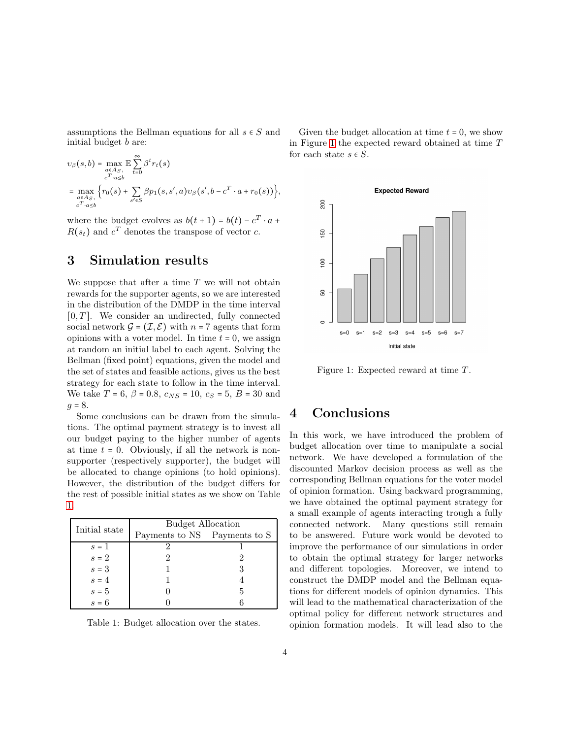assumptions the Bellman equations for all $s \in S$ and initial budget $b$ are:

$$
\begin{aligned}
v_\beta(s,b) &= \max_{\substack{a \in A_S, \\ c^T \cdot a \le b}} \mathbb{E} \sum_{t=0}^{\infty} \beta^t r_t(s) \\
&= \max_{\substack{a \in A_S, \\ c^T \cdot a \le b}} \Big\{ r_0(s) + \sum_{s' \in S} \beta p_1(s,s',a) v_\beta(s', b - c^T \cdot a + r_0(s)) \Big\},
\end{aligned}
$$

where the budget evolves as $b(t+1) = b(t) - c^T \cdot a + R(s_t)$ and $c^T$ denotes the transpose of vector $c$.

## 3 Simulation results

We suppose that after a time $T$ we will not obtain rewards for the supporter agents, so we are interested in the distribution of the DMDP in the time interval $[0, T]$. We consider an undirected, fully connected social network $\mathcal{G} = (\mathcal{I}, \mathcal{E})$ with $n = 7$ agents that form opinions with a voter model. In time $t = 0$, we assign at random an initial label to each agent. Solving the Bellman (fixed point) equations, given the model and the set of states and feasible actions, gives us the best strategy for each state to follow in the time interval. We take $T = 6$, $\beta = 0.8$, $c_{NS} = 10$, $c_S = 5$, $B = 30$ and $g = 8$.

Some conclusions can be drawn from the simulations. The optimal payment strategy is to invest all our budget paying to the higher number of agents at time $t = 0$. Obviously, if all the network is non-supporter (respectively supporter), the budget will be allocated to change opinions (to hold opinions). However, the distribution of the budget differs for the rest of possible initial states as we show on Table 1.

| Initial state | Budget Allocation | |
|---|---|---|
| | Payments to NS | Payments to S |
| $s = 1$ | 2 | 1 |
| $s = 2$ | 2 | 2 |
| $s = 3$ | 1 | 3 |
| $s = 4$ | 1 | 4 |
| $s = 5$ | 0 | 5 |
| $s = 6$ | 0 | 6 |

Table 1: Budget allocation over the states.

Given the budget allocation at time $t = 0$, we show in Figure 1 the expected reward obtained at time $T$ for each state $s \in S$.

Figure 1: Expected reward at time $T$.

## 4 Conclusions

In this work, we have introduced the problem of budget allocation over time to manipulate a social network. We have developed a formulation of the discounted Markov decision process as well as the corresponding Bellman equations for the voter model of opinion formation. Using backward programming, we have obtained the optimal payment strategy for a small example of agents interacting trough a fully connected network. Many questions still remain to be answered. Future work would be devoted to improve the performance of our simulations in order to obtain the optimal strategy for larger networks and different topologies. Moreover, we intend to construct the DMDP model and the Bellman equations for different models of opinion dynamics. This will lead to the mathematical characterization of the optimal policy for different network structures and opinion formation models. It will lead also to the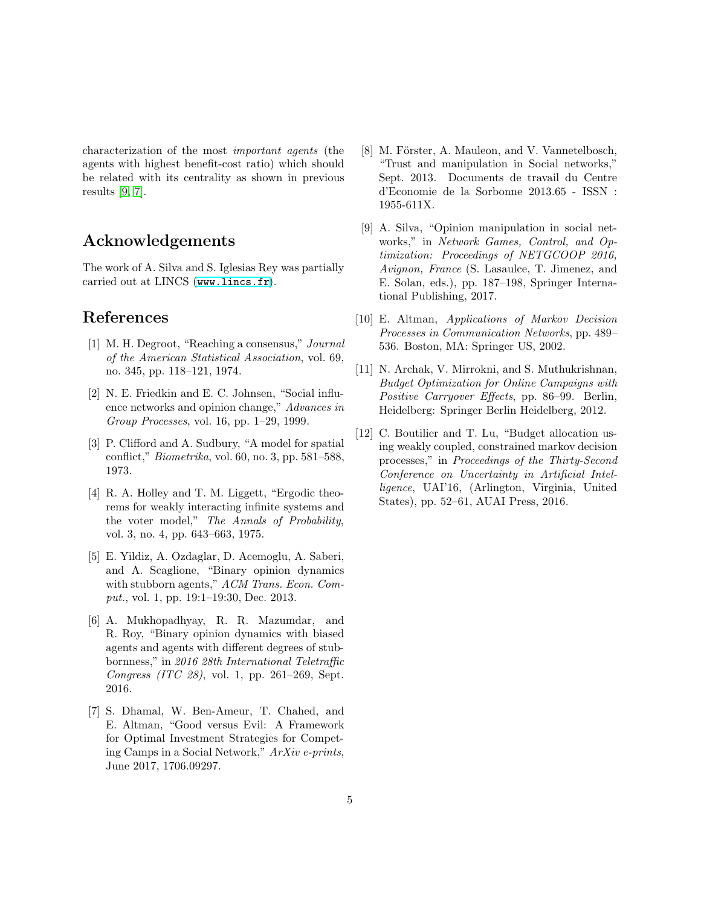characterization of the most *important agents* (the agents with highest benefit-cost ratio) which should be related with its centrality as shown in previous results [9, 7].

## Acknowledgements

The work of A. Silva and S. Iglesias Rey was partially carried out at LINCS (www.lincs.fr).

## References

[1] M. H. Degroot, "Reaching a consensus," *Journal of the American Statistical Association*, vol. 69, no. 345, pp. 118–121, 1974.

[2] N. E. Friedkin and E. C. Johnsen, "Social influence networks and opinion change," *Advances in Group Processes*, vol. 16, pp. 1–29, 1999.

[3] P. Clifford and A. Sudbury, "A model for spatial conflict," *Biometrika*, vol. 60, no. 3, pp. 581–588, 1973.

[4] R. A. Holley and T. M. Liggett, "Ergodic theorems for weakly interacting infinite systems and the voter model," *The Annals of Probability*, vol. 3, no. 4, pp. 643–663, 1975.

[5] E. Yildiz, A. Ozdaglar, D. Acemoglu, A. Saberi, and A. Scaglione, "Binary opinion dynamics with stubborn agents," *ACM Trans. Econ. Comput.*, vol. 1, pp. 19:1–19:30, Dec. 2013.

[6] A. Mukhopadhyay, R. R. Mazumdar, and R. Roy, "Binary opinion dynamics with biased agents and agents with different degrees of stubbornness," in *2016 28th International Teletraffic Congress (ITC 28)*, vol. 1, pp. 261–269, Sept. 2016.

[7] S. Dhamal, W. Ben-Ameur, T. Chahed, and E. Altman, "Good versus Evil: A Framework for Optimal Investment Strategies for Competing Camps in a Social Network," *ArXiv e-prints*, June 2017, 1706.09297.

[8] M. Förster, A. Mauleon, and V. Vannetelbosch, "Trust and manipulation in Social networks," Sept. 2013. Documents de travail du Centre d'Economie de la Sorbonne 2013.65 - ISSN : 1955-611X.

[9] A. Silva, "Opinion manipulation in social networks," in *Network Games, Control, and Optimization: Proceedings of NETGCOOP 2016, Avignon, France* (S. Lasaulce, T. Jimenez, and E. Solan, eds.), pp. 187–198, Springer International Publishing, 2017.

[10] E. Altman, *Applications of Markov Decision Processes in Communication Networks*, pp. 489–536. Boston, MA: Springer US, 2002.

[11] N. Archak, V. Mirrokni, and S. Muthukrishnan, *Budget Optimization for Online Campaigns with Positive Carryover Effects*, pp. 86–99. Berlin, Heidelberg: Springer Berlin Heidelberg, 2012.

[12] C. Boutilier and T. Lu, "Budget allocation using weakly coupled, constrained markov decision processes," in *Proceedings of the Thirty-Second Conference on Uncertainty in Artificial Intelligence*, UAI'16, (Arlington, Virginia, United States), pp. 52–61, AUAI Press, 2016.